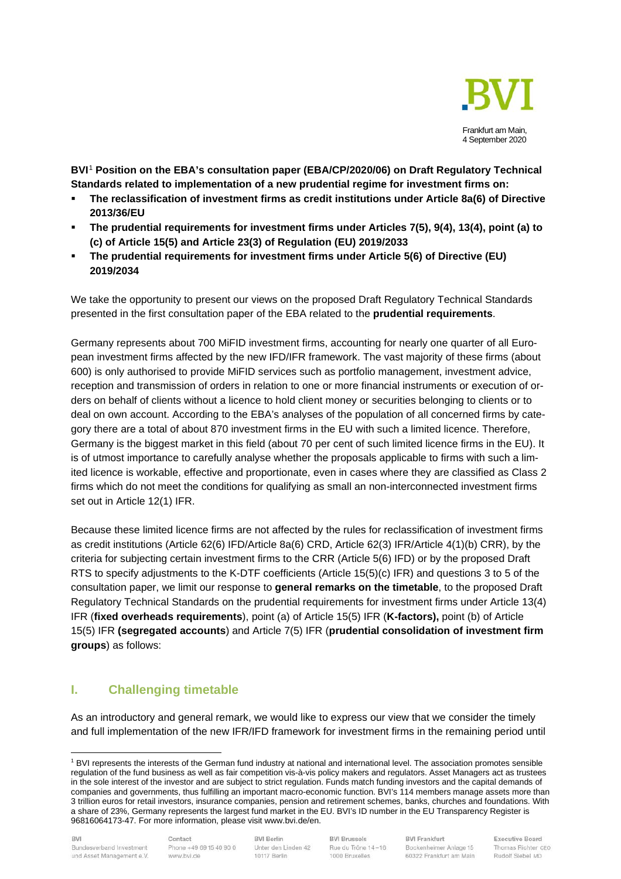Frankfurt am Main,
4 September 2020

**BVI[1] Position on the EBA's consultation paper (EBA/CP/2020/06) on Draft Regulatory Technical Standards related to implementation of a new prudential regime for investment firms on:**

- **The reclassification of investment firms as credit institutions under Article 8a(6) of Directive 2013/36/EU**
- **The prudential requirements for investment firms under Articles 7(5), 9(4), 13(4), point (a) to (c) of Article 15(5) and Article 23(3) of Regulation (EU) 2019/2033**
- **The prudential requirements for investment firms under Article 5(6) of Directive (EU) 2019/2034**

We take the opportunity to present our views on the proposed Draft Regulatory Technical Standards presented in the first consultation paper of the EBA related to the **prudential requirements**.

Germany represents about 700 MiFID investment firms, accounting for nearly one quarter of all European investment firms affected by the new IFD/IFR framework. The vast majority of these firms (about 600) is only authorised to provide MiFID services such as portfolio management, investment advice, reception and transmission of orders in relation to one or more financial instruments or execution of orders on behalf of clients without a licence to hold client money or securities belonging to clients or to deal on own account. According to the EBA's analyses of the population of all concerned firms by category there are a total of about 870 investment firms in the EU with such a limited licence. Therefore, Germany is the biggest market in this field (about 70 per cent of such limited licence firms in the EU). It is of utmost importance to carefully analyse whether the proposals applicable to firms with such a limited licence is workable, effective and proportionate, even in cases where they are classified as Class 2 firms which do not meet the conditions for qualifying as small an non-interconnected investment firms set out in Article 12(1) IFR.

Because these limited licence firms are not affected by the rules for reclassification of investment firms as credit institutions (Article 62(6) IFD/Article 8a(6) CRD, Article 62(3) IFR/Article 4(1)(b) CRR), by the criteria for subjecting certain investment firms to the CRR (Article 5(6) IFD) or by the proposed Draft RTS to specify adjustments to the K-DTF coefficients (Article 15(5)(c) IFR) and questions 3 to 5 of the consultation paper, we limit our response to **general remarks on the timetable**, to the proposed Draft Regulatory Technical Standards on the prudential requirements for investment firms under Article 13(4) IFR (**fixed overheads requirements**), point (a) of Article 15(5) IFR (**K-factors),** point (b) of Article 15(5) IFR **(segregated accounts**) and Article 7(5) IFR (**prudential consolidation of investment firm groups**) as follows:

## I. Challenging timetable

As an introductory and general remark, we would like to express our view that we consider the timely and full implementation of the new IFR/IFD framework for investment firms in the remaining period until

[1] BVI represents the interests of the German fund industry at national and international level. The association promotes sensible regulation of the fund business as well as fair competition vis-à-vis policy makers and regulators. Asset Managers act as trustees in the sole interest of the investor and are subject to strict regulation. Funds match funding investors and the capital demands of companies and governments, thus fulfilling an important macro-economic function. BVI's 114 members manage assets more than 3 trillion euros for retail investors, insurance companies, pension and retirement schemes, banks, churches and foundations. With a share of 23%, Germany represents the largest fund market in the EU. BVI's ID number in the EU Transparency Register is 96816064173-47. For more information, please visit www.bvi.de/en.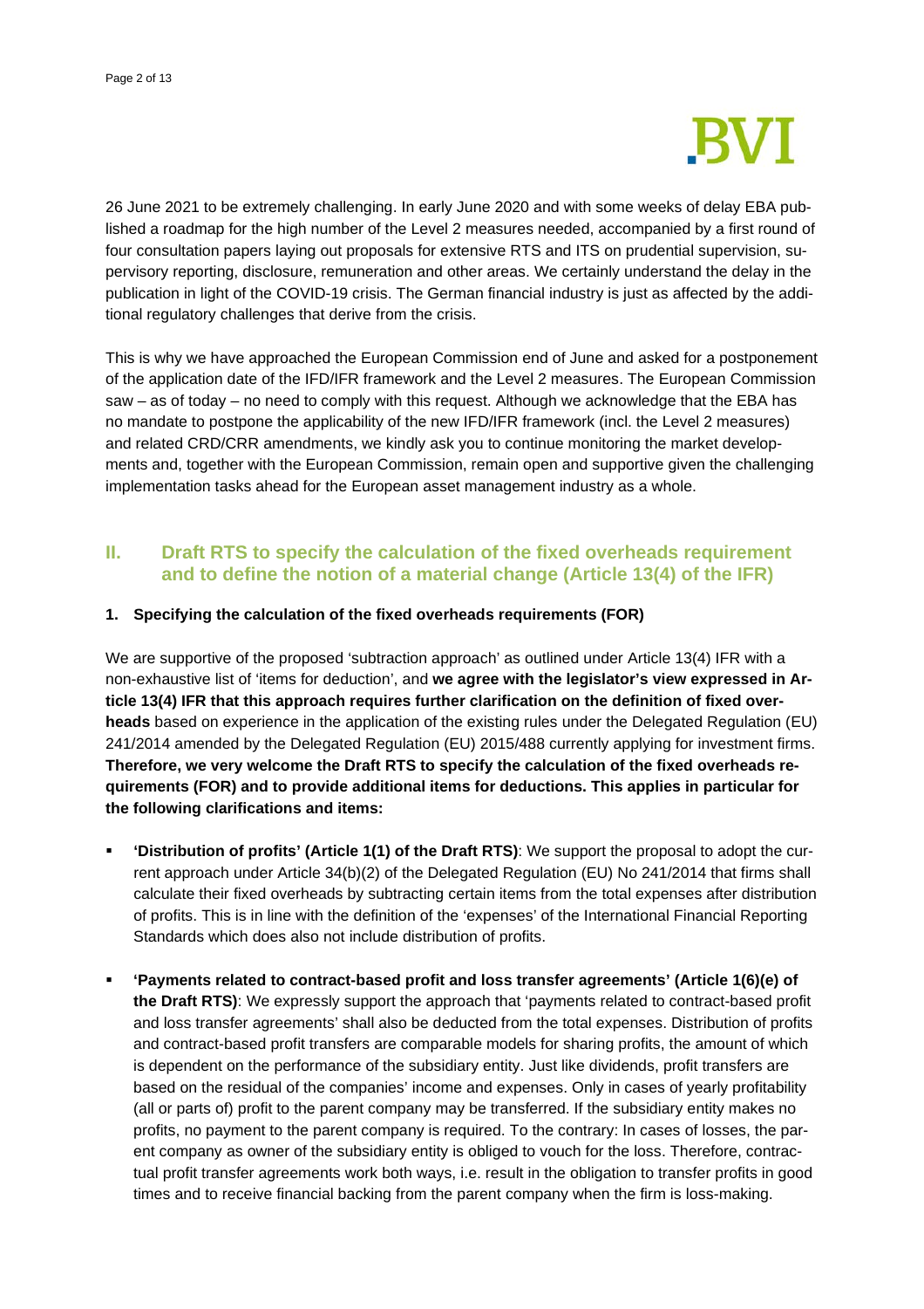26 June 2021 to be extremely challenging. In early June 2020 and with some weeks of delay EBA published a roadmap for the high number of the Level 2 measures needed, accompanied by a first round of four consultation papers laying out proposals for extensive RTS and ITS on prudential supervision, supervisory reporting, disclosure, remuneration and other areas. We certainly understand the delay in the publication in light of the COVID-19 crisis. The German financial industry is just as affected by the additional regulatory challenges that derive from the crisis.

This is why we have approached the European Commission end of June and asked for a postponement of the application date of the IFD/IFR framework and the Level 2 measures. The European Commission saw – as of today – no need to comply with this request. Although we acknowledge that the EBA has no mandate to postpone the applicability of the new IFD/IFR framework (incl. the Level 2 measures) and related CRD/CRR amendments, we kindly ask you to continue monitoring the market developments and, together with the European Commission, remain open and supportive given the challenging implementation tasks ahead for the European asset management industry as a whole.

## II. Draft RTS to specify the calculation of the fixed overheads requirement and to define the notion of a material change (Article 13(4) of the IFR)

### 1. Specifying the calculation of the fixed overheads requirements (FOR)

We are supportive of the proposed 'subtraction approach' as outlined under Article 13(4) IFR with a non-exhaustive list of 'items for deduction', and **we agree with the legislator's view expressed in Article 13(4) IFR that this approach requires further clarification on the definition of fixed overheads** based on experience in the application of the existing rules under the Delegated Regulation (EU) 241/2014 amended by the Delegated Regulation (EU) 2015/488 currently applying for investment firms. **Therefore, we very welcome the Draft RTS to specify the calculation of the fixed overheads requirements (FOR) and to provide additional items for deductions. This applies in particular for the following clarifications and items:**

- **'Distribution of profits' (Article 1(1) of the Draft RTS)**: We support the proposal to adopt the current approach under Article 34(b)(2) of the Delegated Regulation (EU) No 241/2014 that firms shall calculate their fixed overheads by subtracting certain items from the total expenses after distribution of profits. This is in line with the definition of the 'expenses' of the International Financial Reporting Standards which does also not include distribution of profits.

- **'Payments related to contract-based profit and loss transfer agreements' (Article 1(6)(e) of the Draft RTS)**: We expressly support the approach that 'payments related to contract-based profit and loss transfer agreements' shall also be deducted from the total expenses. Distribution of profits and contract-based profit transfers are comparable models for sharing profits, the amount of which is dependent on the performance of the subsidiary entity. Just like dividends, profit transfers are based on the residual of the companies' income and expenses. Only in cases of yearly profitability (all or parts of) profit to the parent company may be transferred. If the subsidiary entity makes no profits, no payment to the parent company is required. To the contrary: In cases of losses, the parent company as owner of the subsidiary entity is obliged to vouch for the loss. Therefore, contractual profit transfer agreements work both ways, i.e. result in the obligation to transfer profits in good times and to receive financial backing from the parent company when the firm is loss-making.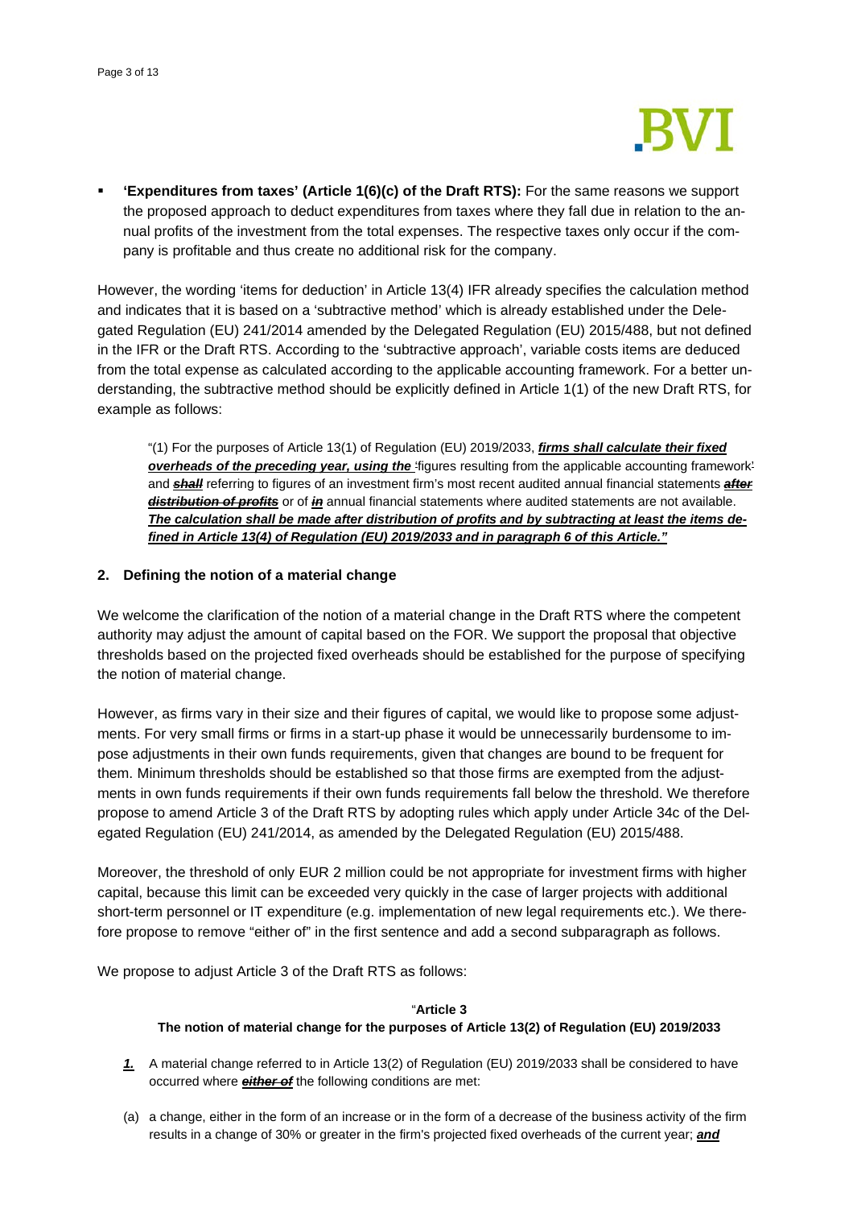- **'Expenditures from taxes' (Article 1(6)(c) of the Draft RTS):** For the same reasons we support the proposed approach to deduct expenditures from taxes where they fall due in relation to the annual profits of the investment from the total expenses. The respective taxes only occur if the company is profitable and thus create no additional risk for the company.

However, the wording 'items for deduction' in Article 13(4) IFR already specifies the calculation method and indicates that it is based on a 'subtractive method' which is already established under the Delegated Regulation (EU) 241/2014 amended by the Delegated Regulation (EU) 2015/488, but not defined in the IFR or the Draft RTS. According to the 'subtractive approach', variable costs items are deduced from the total expense as calculated according to the applicable accounting framework. For a better understanding, the subtractive method should be explicitly defined in Article 1(1) of the new Draft RTS, for example as follows:

> "(1) For the purposes of Article 13(1) of Regulation (EU) 2019/2033, ***firms shall calculate their fixed overheads of the preceding year, using the*** 'figures resulting from the applicable accounting framework' and ~~***shall***~~ referring to figures of an investment firm's most recent audited annual financial statements ~~***after distribution of profits***~~ or of ~~***in***~~ annual financial statements where audited statements are not available. ***The calculation shall be made after distribution of profits and by subtracting at least the items defined in Article 13(4) of Regulation (EU) 2019/2033 and in paragraph 6 of this Article."***

## 2. Defining the notion of a material change

We welcome the clarification of the notion of a material change in the Draft RTS where the competent authority may adjust the amount of capital based on the FOR. We support the proposal that objective thresholds based on the projected fixed overheads should be established for the purpose of specifying the notion of material change.

However, as firms vary in their size and their figures of capital, we would like to propose some adjustments. For very small firms or firms in a start-up phase it would be unnecessarily burdensome to impose adjustments in their own funds requirements, given that changes are bound to be frequent for them. Minimum thresholds should be established so that those firms are exempted from the adjustments in own funds requirements if their own funds requirements fall below the threshold. We therefore propose to amend Article 3 of the Draft RTS by adopting rules which apply under Article 34c of the Delegated Regulation (EU) 241/2014, as amended by the Delegated Regulation (EU) 2015/488.

Moreover, the threshold of only EUR 2 million could be not appropriate for investment firms with higher capital, because this limit can be exceeded very quickly in the case of larger projects with additional short-term personnel or IT expenditure (e.g. implementation of new legal requirements etc.). We therefore propose to remove "either of" in the first sentence and add a second subparagraph as follows.

We propose to adjust Article 3 of the Draft RTS as follows:

> "**Article 3**
>
> **The notion of material change for the purposes of Article 13(2) of Regulation (EU) 2019/2033**
>
> ***1.*** A material change referred to in Article 13(2) of Regulation (EU) 2019/2033 shall be considered to have occurred where ~~***either of***~~ the following conditions are met:
>
> (a) a change, either in the form of an increase or in the form of a decrease of the business activity of the firm results in a change of 30% or greater in the firm's projected fixed overheads of the current year; ***and***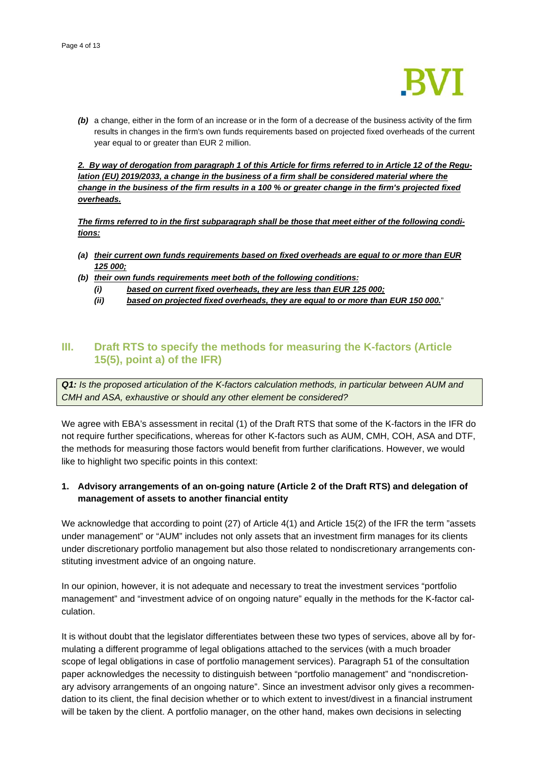*(b)* a change, either in the form of an increase or in the form of a decrease of the business activity of the firm results in changes in the firm's own funds requirements based on projected fixed overheads of the current year equal to or greater than EUR 2 million.

***2. By way of derogation from paragraph 1 of this Article for firms referred to in Article 12 of the Regulation (EU) 2019/2033, a change in the business of a firm shall be considered material where the change in the business of the firm results in a 100 % or greater change in the firm's projected fixed overheads.***

***The firms referred to in the first subparagraph shall be those that meet either of the following conditions:***

- ***(a) their current own funds requirements based on fixed overheads are equal to or more than EUR 125 000;***
- ***(b) their own funds requirements meet both of the following conditions:***
  - ***(i) based on current fixed overheads, they are less than EUR 125 000;***
  - ***(ii) based on projected fixed overheads, they are equal to or more than EUR 150 000.***"

## III. Draft RTS to specify the methods for measuring the K-factors (Article 15(5), point a) of the IFR)

***Q1:*** *Is the proposed articulation of the K-factors calculation methods, in particular between AUM and CMH and ASA, exhaustive or should any other element be considered?*

We agree with EBA's assessment in recital (1) of the Draft RTS that some of the K-factors in the IFR do not require further specifications, whereas for other K-factors such as AUM, CMH, COH, ASA and DTF, the methods for measuring those factors would benefit from further clarifications. However, we would like to highlight two specific points in this context:

### 1. Advisory arrangements of an on-going nature (Article 2 of the Draft RTS) and delegation of management of assets to another financial entity

We acknowledge that according to point (27) of Article 4(1) and Article 15(2) of the IFR the term "assets under management" or "AUM" includes not only assets that an investment firm manages for its clients under discretionary portfolio management but also those related to nondiscretionary arrangements constituting investment advice of an ongoing nature.

In our opinion, however, it is not adequate and necessary to treat the investment services "portfolio management" and "investment advice of on ongoing nature" equally in the methods for the K-factor calculation.

It is without doubt that the legislator differentiates between these two types of services, above all by formulating a different programme of legal obligations attached to the services (with a much broader scope of legal obligations in case of portfolio management services). Paragraph 51 of the consultation paper acknowledges the necessity to distinguish between "portfolio management" and "nondiscretionary advisory arrangements of an ongoing nature". Since an investment advisor only gives a recommendation to its client, the final decision whether or to which extent to invest/divest in a financial instrument will be taken by the client. A portfolio manager, on the other hand, makes own decisions in selecting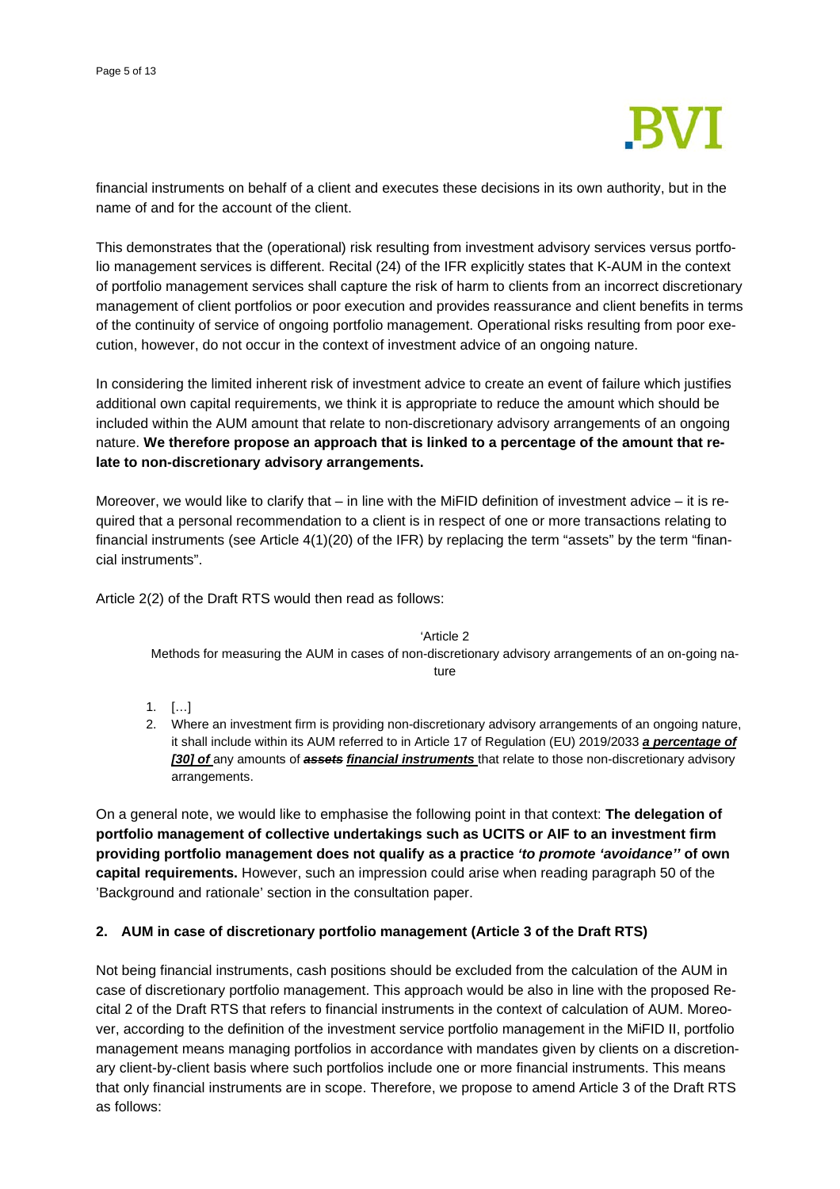financial instruments on behalf of a client and executes these decisions in its own authority, but in the name of and for the account of the client.

This demonstrates that the (operational) risk resulting from investment advisory services versus portfolio management services is different. Recital (24) of the IFR explicitly states that K-AUM in the context of portfolio management services shall capture the risk of harm to clients from an incorrect discretionary management of client portfolios or poor execution and provides reassurance and client benefits in terms of the continuity of service of ongoing portfolio management. Operational risks resulting from poor execution, however, do not occur in the context of investment advice of an ongoing nature.

In considering the limited inherent risk of investment advice to create an event of failure which justifies additional own capital requirements, we think it is appropriate to reduce the amount which should be included within the AUM amount that relate to non-discretionary advisory arrangements of an ongoing nature. **We therefore propose an approach that is linked to a percentage of the amount that relate to non-discretionary advisory arrangements.**

Moreover, we would like to clarify that – in line with the MiFID definition of investment advice – it is required that a personal recommendation to a client is in respect of one or more transactions relating to financial instruments (see Article 4(1)(20) of the IFR) by replacing the term "assets" by the term "financial instruments".

Article 2(2) of the Draft RTS would then read as follows:

> 'Article 2
>
> Methods for measuring the AUM in cases of non-discretionary advisory arrangements of an on-going nature
>
> 1. […]
> 2. Where an investment firm is providing non-discretionary advisory arrangements of an ongoing nature, it shall include within its AUM referred to in Article 17 of Regulation (EU) 2019/2033 ***a percentage of [30] of*** any amounts of ~~***assets***~~ ***financial instruments*** that relate to those non-discretionary advisory arrangements.

On a general note, we would like to emphasise the following point in that context: **The delegation of portfolio management of collective undertakings such as UCITS or AIF to an investment firm providing portfolio management does not qualify as a practice *'to promote 'avoidance''* of own capital requirements.** However, such an impression could arise when reading paragraph 50 of the 'Background and rationale' section in the consultation paper.

## 2. AUM in case of discretionary portfolio management (Article 3 of the Draft RTS)

Not being financial instruments, cash positions should be excluded from the calculation of the AUM in case of discretionary portfolio management. This approach would be also in line with the proposed Recital 2 of the Draft RTS that refers to financial instruments in the context of calculation of AUM. Moreover, according to the definition of the investment service portfolio management in the MiFID II, portfolio management means managing portfolios in accordance with mandates given by clients on a discretionary client-by-client basis where such portfolios include one or more financial instruments. This means that only financial instruments are in scope. Therefore, we propose to amend Article 3 of the Draft RTS as follows: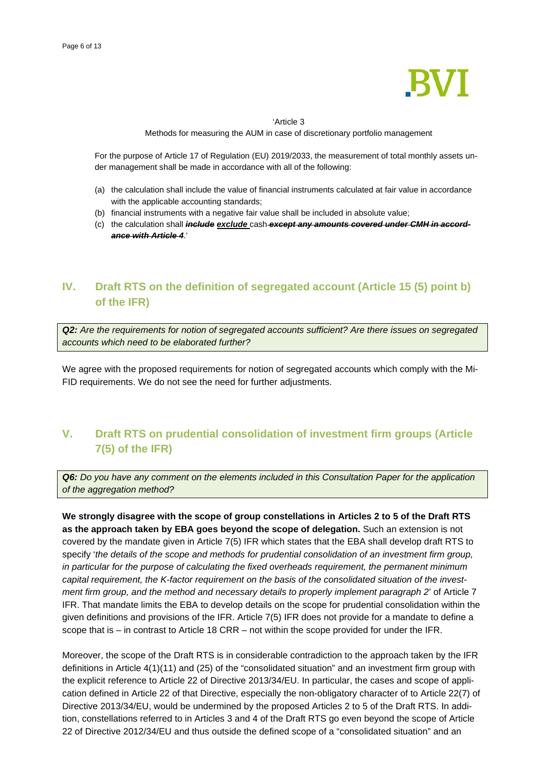'Article 3

Methods for measuring the AUM in case of discretionary portfolio management

For the purpose of Article 17 of Regulation (EU) 2019/2033, the measurement of total monthly assets under management shall be made in accordance with all of the following:

(a) the calculation shall include the value of financial instruments calculated at fair value in accordance with the applicable accounting standards;
(b) financial instruments with a negative fair value shall be included in absolute value;
(c) the calculation shall ~~***include***~~ ***<u>exclude</u>*** cash ~~***except any amounts covered under CMH in accordance with Article 4***~~.'

## IV. Draft RTS on the definition of segregated account (Article 15 (5) point b) of the IFR)

***Q2:*** *Are the requirements for notion of segregated accounts sufficient? Are there issues on segregated accounts which need to be elaborated further?*

We agree with the proposed requirements for notion of segregated accounts which comply with the MiFID requirements. We do not see the need for further adjustments.

## V. Draft RTS on prudential consolidation of investment firm groups (Article 7(5) of the IFR)

***Q6:*** *Do you have any comment on the elements included in this Consultation Paper for the application of the aggregation method?*

**We strongly disagree with the scope of group constellations in Articles 2 to 5 of the Draft RTS as the approach taken by EBA goes beyond the scope of delegation.** Such an extension is not covered by the mandate given in Article 7(5) IFR which states that the EBA shall develop draft RTS to specify '*the details of the scope and methods for prudential consolidation of an investment firm group, in particular for the purpose of calculating the fixed overheads requirement, the permanent minimum capital requirement, the K-factor requirement on the basis of the consolidated situation of the investment firm group, and the method and necessary details to properly implement paragraph 2*' of Article 7 IFR. That mandate limits the EBA to develop details on the scope for prudential consolidation within the given definitions and provisions of the IFR. Article 7(5) IFR does not provide for a mandate to define a scope that is – in contrast to Article 18 CRR – not within the scope provided for under the IFR.

Moreover, the scope of the Draft RTS is in considerable contradiction to the approach taken by the IFR definitions in Article 4(1)(11) and (25) of the "consolidated situation" and an investment firm group with the explicit reference to Article 22 of Directive 2013/34/EU. In particular, the cases and scope of application defined in Article 22 of that Directive, especially the non-obligatory character of to Article 22(7) of Directive 2013/34/EU, would be undermined by the proposed Articles 2 to 5 of the Draft RTS. In addition, constellations referred to in Articles 3 and 4 of the Draft RTS go even beyond the scope of Article 22 of Directive 2012/34/EU and thus outside the defined scope of a "consolidated situation" and an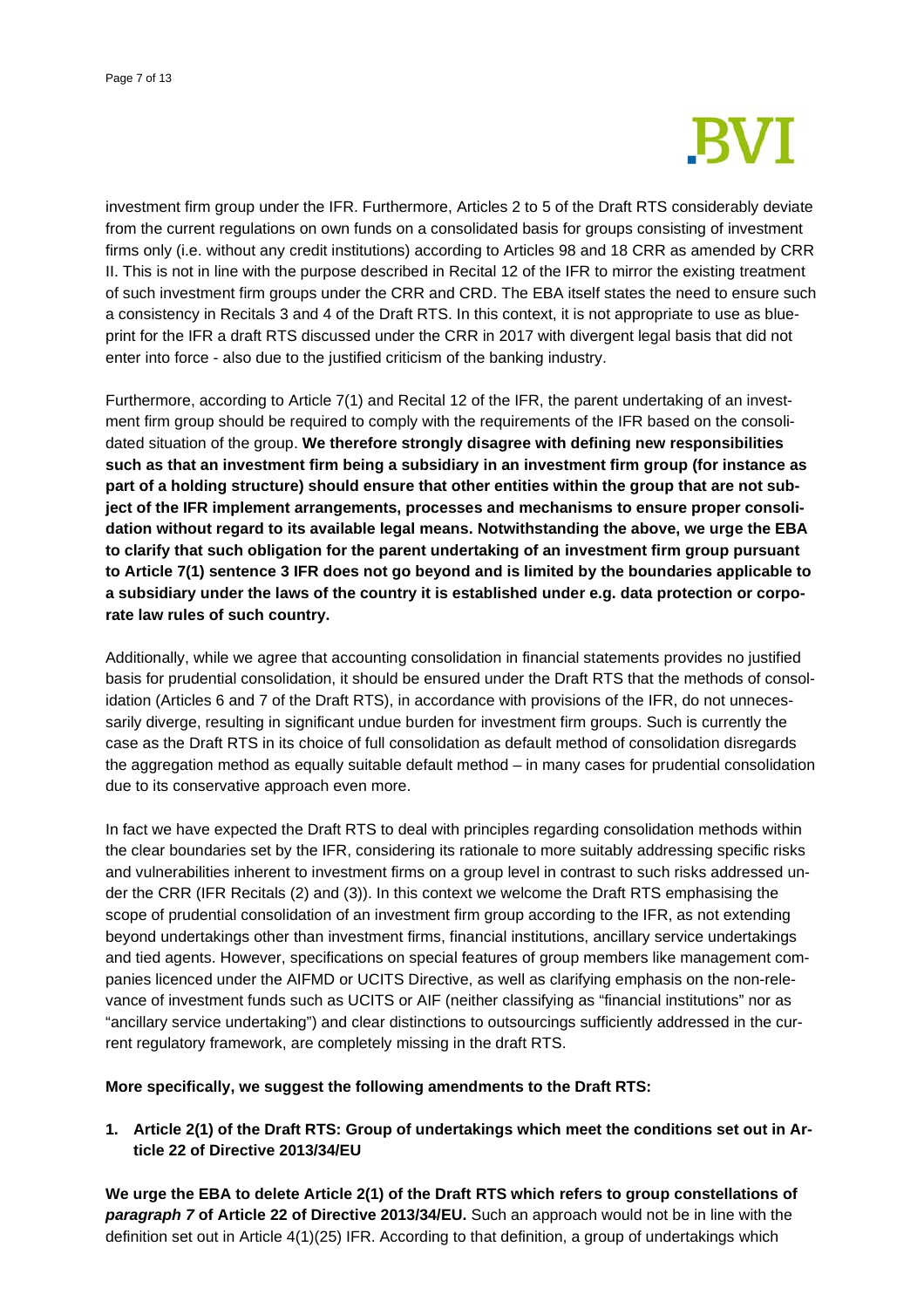investment firm group under the IFR. Furthermore, Articles 2 to 5 of the Draft RTS considerably deviate from the current regulations on own funds on a consolidated basis for groups consisting of investment firms only (i.e. without any credit institutions) according to Articles 98 and 18 CRR as amended by CRR II. This is not in line with the purpose described in Recital 12 of the IFR to mirror the existing treatment of such investment firm groups under the CRR and CRD. The EBA itself states the need to ensure such a consistency in Recitals 3 and 4 of the Draft RTS. In this context, it is not appropriate to use as blueprint for the IFR a draft RTS discussed under the CRR in 2017 with divergent legal basis that did not enter into force - also due to the justified criticism of the banking industry.

Furthermore, according to Article 7(1) and Recital 12 of the IFR, the parent undertaking of an investment firm group should be required to comply with the requirements of the IFR based on the consolidated situation of the group. **We therefore strongly disagree with defining new responsibilities such as that an investment firm being a subsidiary in an investment firm group (for instance as part of a holding structure) should ensure that other entities within the group that are not subject of the IFR implement arrangements, processes and mechanisms to ensure proper consolidation without regard to its available legal means. Notwithstanding the above, we urge the EBA to clarify that such obligation for the parent undertaking of an investment firm group pursuant to Article 7(1) sentence 3 IFR does not go beyond and is limited by the boundaries applicable to a subsidiary under the laws of the country it is established under e.g. data protection or corporate law rules of such country.**

Additionally, while we agree that accounting consolidation in financial statements provides no justified basis for prudential consolidation, it should be ensured under the Draft RTS that the methods of consolidation (Articles 6 and 7 of the Draft RTS), in accordance with provisions of the IFR, do not unnecessarily diverge, resulting in significant undue burden for investment firm groups. Such is currently the case as the Draft RTS in its choice of full consolidation as default method of consolidation disregards the aggregation method as equally suitable default method – in many cases for prudential consolidation due to its conservative approach even more.

In fact we have expected the Draft RTS to deal with principles regarding consolidation methods within the clear boundaries set by the IFR, considering its rationale to more suitably addressing specific risks and vulnerabilities inherent to investment firms on a group level in contrast to such risks addressed under the CRR (IFR Recitals (2) and (3)). In this context we welcome the Draft RTS emphasising the scope of prudential consolidation of an investment firm group according to the IFR, as not extending beyond undertakings other than investment firms, financial institutions, ancillary service undertakings and tied agents. However, specifications on special features of group members like management companies licenced under the AIFMD or UCITS Directive, as well as clarifying emphasis on the non-relevance of investment funds such as UCITS or AIF (neither classifying as "financial institutions" nor as "ancillary service undertaking") and clear distinctions to outsourcings sufficiently addressed in the current regulatory framework, are completely missing in the draft RTS.

**More specifically, we suggest the following amendments to the Draft RTS:**

**1. Article 2(1) of the Draft RTS: Group of undertakings which meet the conditions set out in Article 22 of Directive 2013/34/EU**

**We urge the EBA to delete Article 2(1) of the Draft RTS which refers to group constellations of *paragraph 7* of Article 22 of Directive 2013/34/EU.** Such an approach would not be in line with the definition set out in Article 4(1)(25) IFR. According to that definition, a group of undertakings which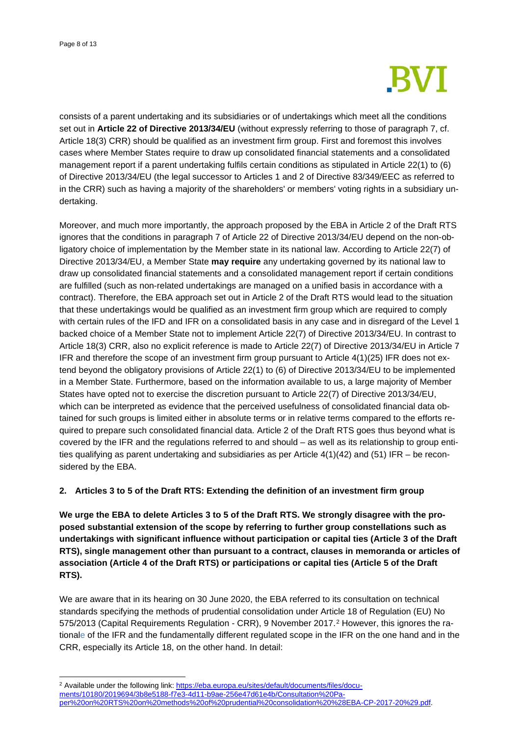consists of a parent undertaking and its subsidiaries or of undertakings which meet all the conditions set out in **Article 22 of Directive 2013/34/EU** (without expressly referring to those of paragraph 7, cf. Article 18(3) CRR) should be qualified as an investment firm group. First and foremost this involves cases where Member States require to draw up consolidated financial statements and a consolidated management report if a parent undertaking fulfils certain conditions as stipulated in Article 22(1) to (6) of Directive 2013/34/EU (the legal successor to Articles 1 and 2 of Directive 83/349/EEC as referred to in the CRR) such as having a majority of the shareholders' or members' voting rights in a subsidiary undertaking.

Moreover, and much more importantly, the approach proposed by the EBA in Article 2 of the Draft RTS ignores that the conditions in paragraph 7 of Article 22 of Directive 2013/34/EU depend on the non-obligatory choice of implementation by the Member state in its national law. According to Article 22(7) of Directive 2013/34/EU, a Member State **may require** any undertaking governed by its national law to draw up consolidated financial statements and a consolidated management report if certain conditions are fulfilled (such as non-related undertakings are managed on a unified basis in accordance with a contract). Therefore, the EBA approach set out in Article 2 of the Draft RTS would lead to the situation that these undertakings would be qualified as an investment firm group which are required to comply with certain rules of the IFD and IFR on a consolidated basis in any case and in disregard of the Level 1 backed choice of a Member State not to implement Article 22(7) of Directive 2013/34/EU. In contrast to Article 18(3) CRR, also no explicit reference is made to Article 22(7) of Directive 2013/34/EU in Article 7 IFR and therefore the scope of an investment firm group pursuant to Article 4(1)(25) IFR does not extend beyond the obligatory provisions of Article 22(1) to (6) of Directive 2013/34/EU to be implemented in a Member State. Furthermore, based on the information available to us, a large majority of Member States have opted not to exercise the discretion pursuant to Article 22(7) of Directive 2013/34/EU, which can be interpreted as evidence that the perceived usefulness of consolidated financial data obtained for such groups is limited either in absolute terms or in relative terms compared to the efforts required to prepare such consolidated financial data. Article 2 of the Draft RTS goes thus beyond what is covered by the IFR and the regulations referred to and should – as well as its relationship to group entities qualifying as parent undertaking and subsidiaries as per Article 4(1)(42) and (51) IFR – be reconsidered by the EBA.

## 2. Articles 3 to 5 of the Draft RTS: Extending the definition of an investment firm group

**We urge the EBA to delete Articles 3 to 5 of the Draft RTS. We strongly disagree with the proposed substantial extension of the scope by referring to further group constellations such as undertakings with significant influence without participation or capital ties (Article 3 of the Draft RTS), single management other than pursuant to a contract, clauses in memoranda or articles of association (Article 4 of the Draft RTS) or participations or capital ties (Article 5 of the Draft RTS).**

We are aware that in its hearing on 30 June 2020, the EBA referred to its consultation on technical standards specifying the methods of prudential consolidation under Article 18 of Regulation (EU) No 575/2013 (Capital Requirements Regulation - CRR), 9 November 2017.[2] However, this ignores the rationale of the IFR and the fundamentally different regulated scope in the IFR on the one hand and in the CRR, especially its Article 18, on the other hand. In detail:

[2] Available under the following link: https://eba.europa.eu/sites/default/documents/files/documents/10180/2019694/3b8e5188-f7e3-4d11-b9ae-256e47d61e4b/Consultation%20Paper%20on%20RTS%20on%20methods%20of%20prudential%20consolidation%20%28EBA-CP-2017-20%29.pdf.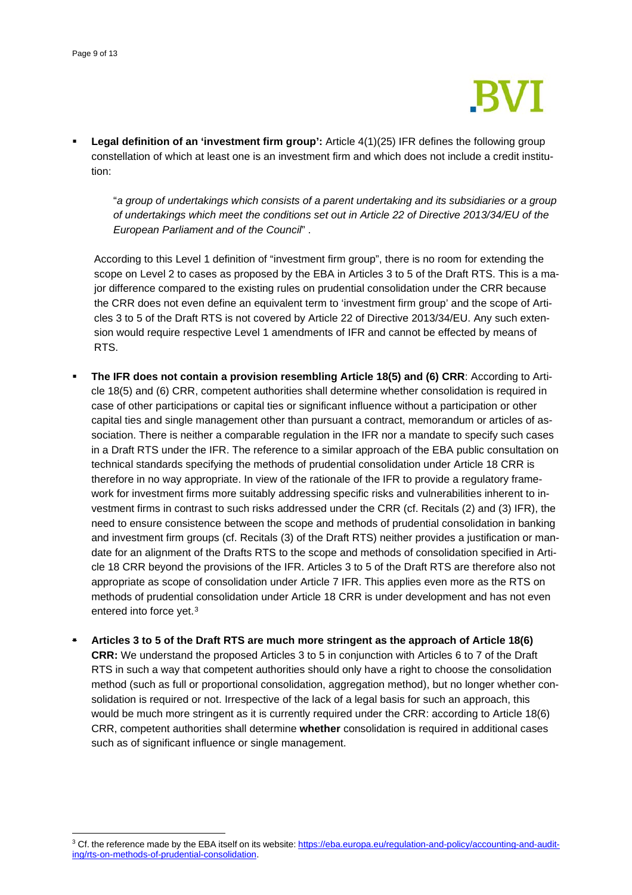- **Legal definition of an 'investment firm group':** Article 4(1)(25) IFR defines the following group constellation of which at least one is an investment firm and which does not include a credit institution:

  "*a group of undertakings which consists of a parent undertaking and its subsidiaries or a group of undertakings which meet the conditions set out in Article 22 of Directive 2013/34/EU of the European Parliament and of the Council*" .

  According to this Level 1 definition of "investment firm group", there is no room for extending the scope on Level 2 to cases as proposed by the EBA in Articles 3 to 5 of the Draft RTS. This is a major difference compared to the existing rules on prudential consolidation under the CRR because the CRR does not even define an equivalent term to 'investment firm group' and the scope of Articles 3 to 5 of the Draft RTS is not covered by Article 22 of Directive 2013/34/EU. Any such extension would require respective Level 1 amendments of IFR and cannot be effected by means of RTS.

- **The IFR does not contain a provision resembling Article 18(5) and (6) CRR**: According to Article 18(5) and (6) CRR, competent authorities shall determine whether consolidation is required in case of other participations or capital ties or significant influence without a participation or other capital ties and single management other than pursuant a contract, memorandum or articles of association. There is neither a comparable regulation in the IFR nor a mandate to specify such cases in a Draft RTS under the IFR. The reference to a similar approach of the EBA public consultation on technical standards specifying the methods of prudential consolidation under Article 18 CRR is therefore in no way appropriate. In view of the rationale of the IFR to provide a regulatory framework for investment firms more suitably addressing specific risks and vulnerabilities inherent to investment firms in contrast to such risks addressed under the CRR (cf. Recitals (2) and (3) IFR), the need to ensure consistence between the scope and methods of prudential consolidation in banking and investment firm groups (cf. Recitals (3) of the Draft RTS) neither provides a justification or mandate for an alignment of the Drafts RTS to the scope and methods of consolidation specified in Article 18 CRR beyond the provisions of the IFR. Articles 3 to 5 of the Draft RTS are therefore also not appropriate as scope of consolidation under Article 7 IFR. This applies even more as the RTS on methods of prudential consolidation under Article 18 CRR is under development and has not even entered into force yet.[3]

- **Articles 3 to 5 of the Draft RTS are much more stringent as the approach of Article 18(6) CRR:** We understand the proposed Articles 3 to 5 in conjunction with Articles 6 to 7 of the Draft RTS in such a way that competent authorities should only have a right to choose the consolidation method (such as full or proportional consolidation, aggregation method), but no longer whether consolidation is required or not. Irrespective of the lack of a legal basis for such an approach, this would be much more stringent as it is currently required under the CRR: according to Article 18(6) CRR, competent authorities shall determine **whether** consolidation is required in additional cases such as of significant influence or single management.

[3] Cf. the reference made by the EBA itself on its website: https://eba.europa.eu/regulation-and-policy/accounting-and-auditing/rts-on-methods-of-prudential-consolidation.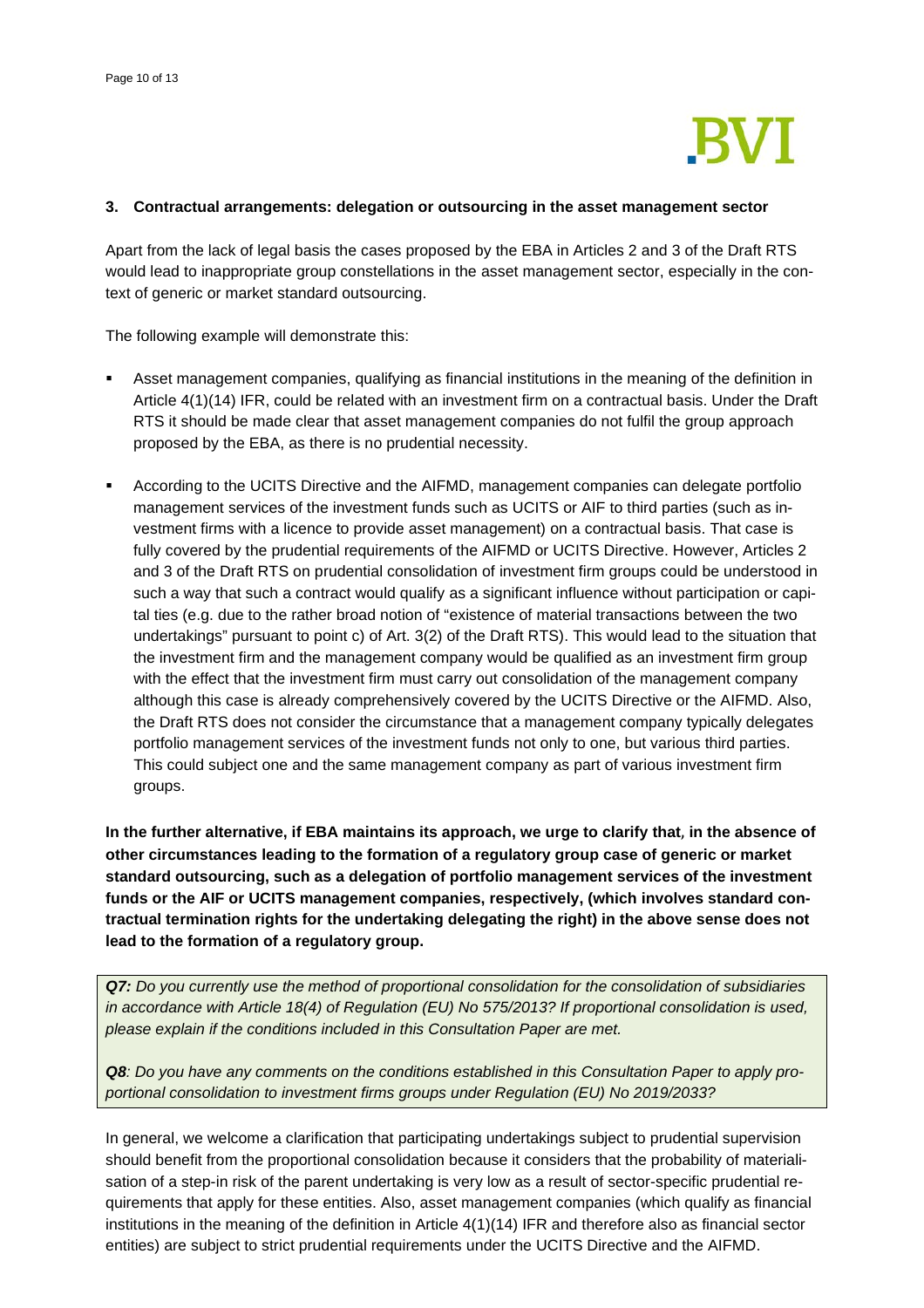## 3. Contractual arrangements: delegation or outsourcing in the asset management sector

Apart from the lack of legal basis the cases proposed by the EBA in Articles 2 and 3 of the Draft RTS would lead to inappropriate group constellations in the asset management sector, especially in the context of generic or market standard outsourcing.

The following example will demonstrate this:

- Asset management companies, qualifying as financial institutions in the meaning of the definition in Article 4(1)(14) IFR, could be related with an investment firm on a contractual basis. Under the Draft RTS it should be made clear that asset management companies do not fulfil the group approach proposed by the EBA, as there is no prudential necessity.
- According to the UCITS Directive and the AIFMD, management companies can delegate portfolio management services of the investment funds such as UCITS or AIF to third parties (such as investment firms with a licence to provide asset management) on a contractual basis. That case is fully covered by the prudential requirements of the AIFMD or UCITS Directive. However, Articles 2 and 3 of the Draft RTS on prudential consolidation of investment firm groups could be understood in such a way that such a contract would qualify as a significant influence without participation or capital ties (e.g. due to the rather broad notion of "existence of material transactions between the two undertakings" pursuant to point c) of Art. 3(2) of the Draft RTS). This would lead to the situation that the investment firm and the management company would be qualified as an investment firm group with the effect that the investment firm must carry out consolidation of the management company although this case is already comprehensively covered by the UCITS Directive or the AIFMD. Also, the Draft RTS does not consider the circumstance that a management company typically delegates portfolio management services of the investment funds not only to one, but various third parties. This could subject one and the same management company as part of various investment firm groups.

**In the further alternative, if EBA maintains its approach, we urge to clarify that, in the absence of other circumstances leading to the formation of a regulatory group case of generic or market standard outsourcing, such as a delegation of portfolio management services of the investment funds or the AIF or UCITS management companies, respectively, (which involves standard contractual termination rights for the undertaking delegating the right) in the above sense does not lead to the formation of a regulatory group.**

***Q7:** Do you currently use the method of proportional consolidation for the consolidation of subsidiaries in accordance with Article 18(4) of Regulation (EU) No 575/2013? If proportional consolidation is used, please explain if the conditions included in this Consultation Paper are met.*

***Q8**: Do you have any comments on the conditions established in this Consultation Paper to apply proportional consolidation to investment firms groups under Regulation (EU) No 2019/2033?*

In general, we welcome a clarification that participating undertakings subject to prudential supervision should benefit from the proportional consolidation because it considers that the probability of materialisation of a step-in risk of the parent undertaking is very low as a result of sector-specific prudential requirements that apply for these entities. Also, asset management companies (which qualify as financial institutions in the meaning of the definition in Article 4(1)(14) IFR and therefore also as financial sector entities) are subject to strict prudential requirements under the UCITS Directive and the AIFMD.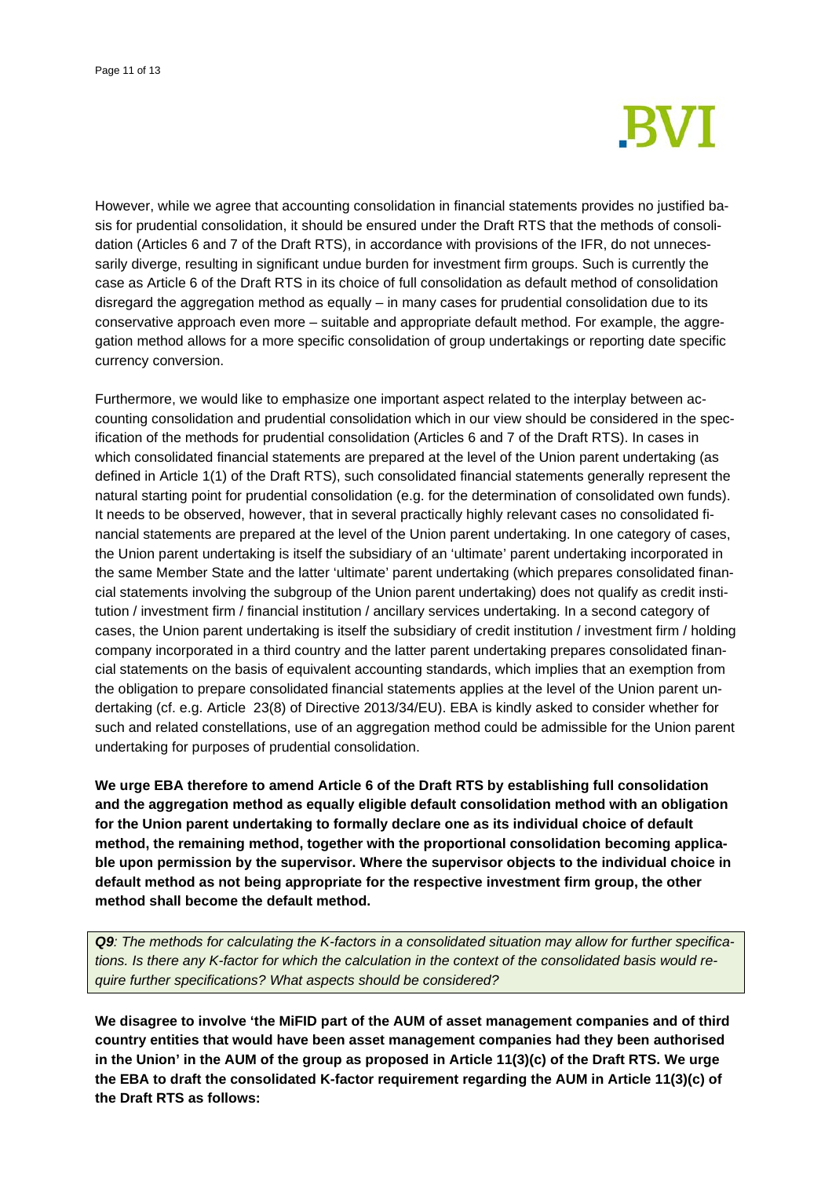However, while we agree that accounting consolidation in financial statements provides no justified basis for prudential consolidation, it should be ensured under the Draft RTS that the methods of consolidation (Articles 6 and 7 of the Draft RTS), in accordance with provisions of the IFR, do not unnecessarily diverge, resulting in significant undue burden for investment firm groups. Such is currently the case as Article 6 of the Draft RTS in its choice of full consolidation as default method of consolidation disregard the aggregation method as equally – in many cases for prudential consolidation due to its conservative approach even more – suitable and appropriate default method. For example, the aggregation method allows for a more specific consolidation of group undertakings or reporting date specific currency conversion.

Furthermore, we would like to emphasize one important aspect related to the interplay between accounting consolidation and prudential consolidation which in our view should be considered in the specification of the methods for prudential consolidation (Articles 6 and 7 of the Draft RTS). In cases in which consolidated financial statements are prepared at the level of the Union parent undertaking (as defined in Article 1(1) of the Draft RTS), such consolidated financial statements generally represent the natural starting point for prudential consolidation (e.g. for the determination of consolidated own funds). It needs to be observed, however, that in several practically highly relevant cases no consolidated financial statements are prepared at the level of the Union parent undertaking. In one category of cases, the Union parent undertaking is itself the subsidiary of an 'ultimate' parent undertaking incorporated in the same Member State and the latter 'ultimate' parent undertaking (which prepares consolidated financial statements involving the subgroup of the Union parent undertaking) does not qualify as credit institution / investment firm / financial institution / ancillary services undertaking. In a second category of cases, the Union parent undertaking is itself the subsidiary of credit institution / investment firm / holding company incorporated in a third country and the latter parent undertaking prepares consolidated financial statements on the basis of equivalent accounting standards, which implies that an exemption from the obligation to prepare consolidated financial statements applies at the level of the Union parent undertaking (cf. e.g. Article 23(8) of Directive 2013/34/EU). EBA is kindly asked to consider whether for such and related constellations, use of an aggregation method could be admissible for the Union parent undertaking for purposes of prudential consolidation.

**We urge EBA therefore to amend Article 6 of the Draft RTS by establishing full consolidation and the aggregation method as equally eligible default consolidation method with an obligation for the Union parent undertaking to formally declare one as its individual choice of default method, the remaining method, together with the proportional consolidation becoming applicable upon permission by the supervisor. Where the supervisor objects to the individual choice in default method as not being appropriate for the respective investment firm group, the other method shall become the default method.**

***Q9**: The methods for calculating the K-factors in a consolidated situation may allow for further specifications. Is there any K-factor for which the calculation in the context of the consolidated basis would require further specifications? What aspects should be considered?*

**We disagree to involve 'the MiFID part of the AUM of asset management companies and of third country entities that would have been asset management companies had they been authorised in the Union' in the AUM of the group as proposed in Article 11(3)(c) of the Draft RTS. We urge the EBA to draft the consolidated K-factor requirement regarding the AUM in Article 11(3)(c) of the Draft RTS as follows:**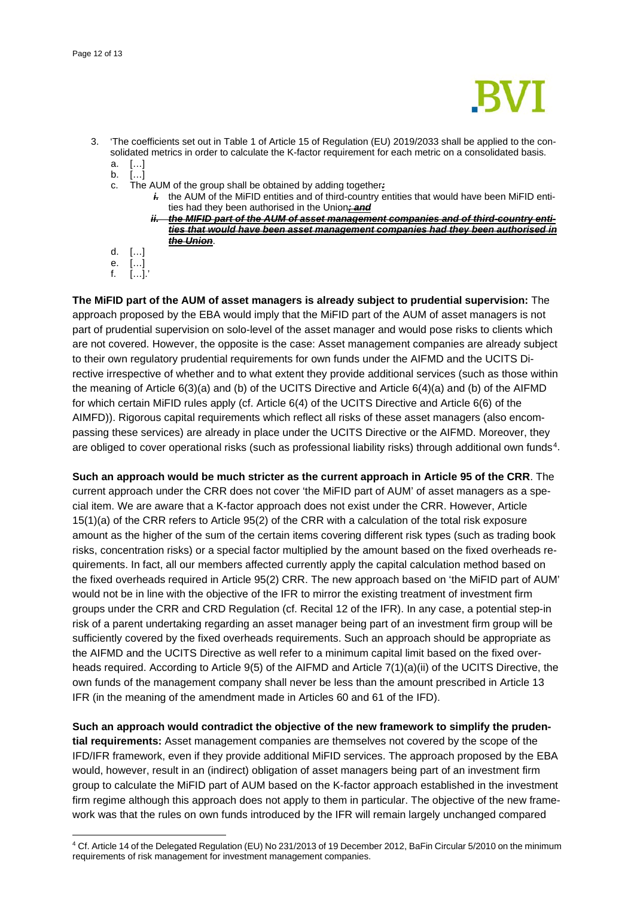3. 'The coefficients set out in Table 1 of Article 15 of Regulation (EU) 2019/2033 shall be applied to the consolidated metrics in order to calculate the K-factor requirement for each metric on a consolidated basis.
   a. […]
   b. […]
   c. The AUM of the group shall be obtained by adding together~~*:*~~
      ~~*i.*~~ the AUM of the MiFID entities and of third-country entities that would have been MiFID entities had they been authorised in the Union~~*; and*~~
      ~~***ii. the MIFID part of the AUM of asset management companies and of third-country entities that would have been asset management companies had they been authorised in the Union***~~.
   d. […]
   e. […]
   f. […].'

**The MiFID part of the AUM of asset managers is already subject to prudential supervision:** The approach proposed by the EBA would imply that the MiFID part of the AUM of asset managers is not part of prudential supervision on solo-level of the asset manager and would pose risks to clients which are not covered. However, the opposite is the case: Asset management companies are already subject to their own regulatory prudential requirements for own funds under the AIFMD and the UCITS Directive irrespective of whether and to what extent they provide additional services (such as those within the meaning of Article 6(3)(a) and (b) of the UCITS Directive and Article 6(4)(a) and (b) of the AIFMD for which certain MiFID rules apply (cf. Article 6(4) of the UCITS Directive and Article 6(6) of the AIMFD)). Rigorous capital requirements which reflect all risks of these asset managers (also encompassing these services) are already in place under the UCITS Directive or the AIFMD. Moreover, they are obliged to cover operational risks (such as professional liability risks) through additional own funds[4].

**Such an approach would be much stricter as the current approach in Article 95 of the CRR**. The current approach under the CRR does not cover 'the MiFID part of AUM' of asset managers as a special item. We are aware that a K-factor approach does not exist under the CRR. However, Article 15(1)(a) of the CRR refers to Article 95(2) of the CRR with a calculation of the total risk exposure amount as the higher of the sum of the certain items covering different risk types (such as trading book risks, concentration risks) or a special factor multiplied by the amount based on the fixed overheads requirements. In fact, all our members affected currently apply the capital calculation method based on the fixed overheads required in Article 95(2) CRR. The new approach based on 'the MiFID part of AUM' would not be in line with the objective of the IFR to mirror the existing treatment of investment firm groups under the CRR and CRD Regulation (cf. Recital 12 of the IFR). In any case, a potential step-in risk of a parent undertaking regarding an asset manager being part of an investment firm group will be sufficiently covered by the fixed overheads requirements. Such an approach should be appropriate as the AIFMD and the UCITS Directive as well refer to a minimum capital limit based on the fixed overheads required. According to Article 9(5) of the AIFMD and Article 7(1)(a)(ii) of the UCITS Directive, the own funds of the management company shall never be less than the amount prescribed in Article 13 IFR (in the meaning of the amendment made in Articles 60 and 61 of the IFD).

**Such an approach would contradict the objective of the new framework to simplify the prudential requirements:** Asset management companies are themselves not covered by the scope of the IFD/IFR framework, even if they provide additional MiFID services. The approach proposed by the EBA would, however, result in an (indirect) obligation of asset managers being part of an investment firm group to calculate the MiFID part of AUM based on the K-factor approach established in the investment firm regime although this approach does not apply to them in particular. The objective of the new framework was that the rules on own funds introduced by the IFR will remain largely unchanged compared

[4] Cf. Article 14 of the Delegated Regulation (EU) No 231/2013 of 19 December 2012, BaFin Circular 5/2010 on the minimum requirements of risk management for investment management companies.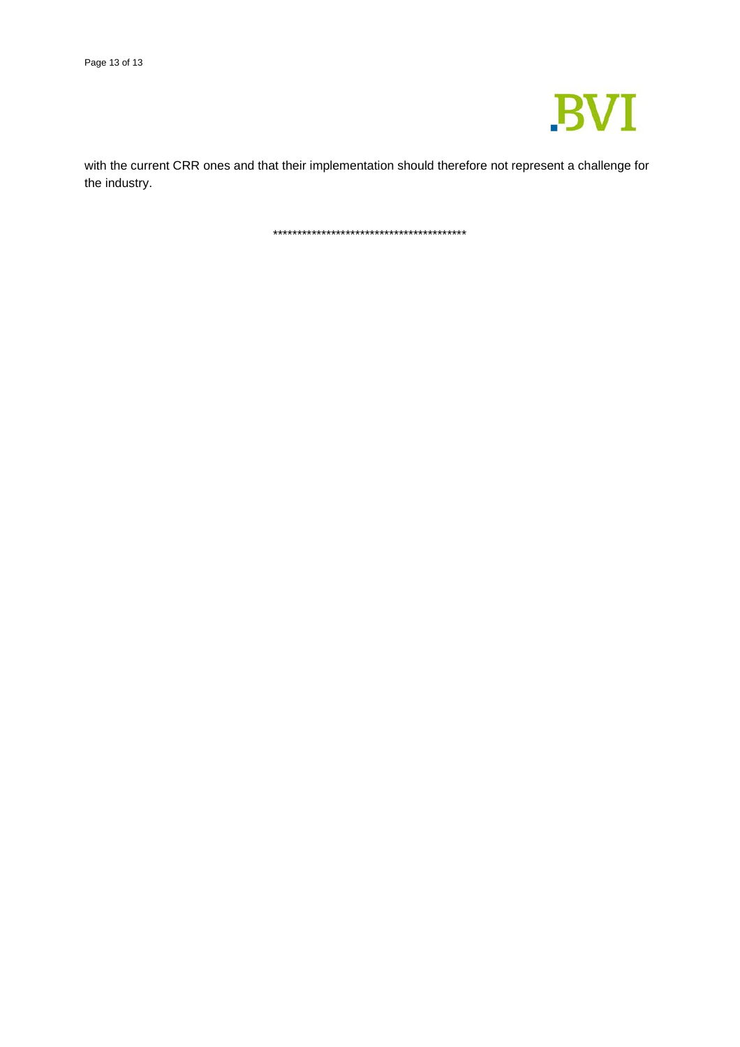with the current CRR ones and that their implementation should therefore not represent a challenge for the industry.

****************************************